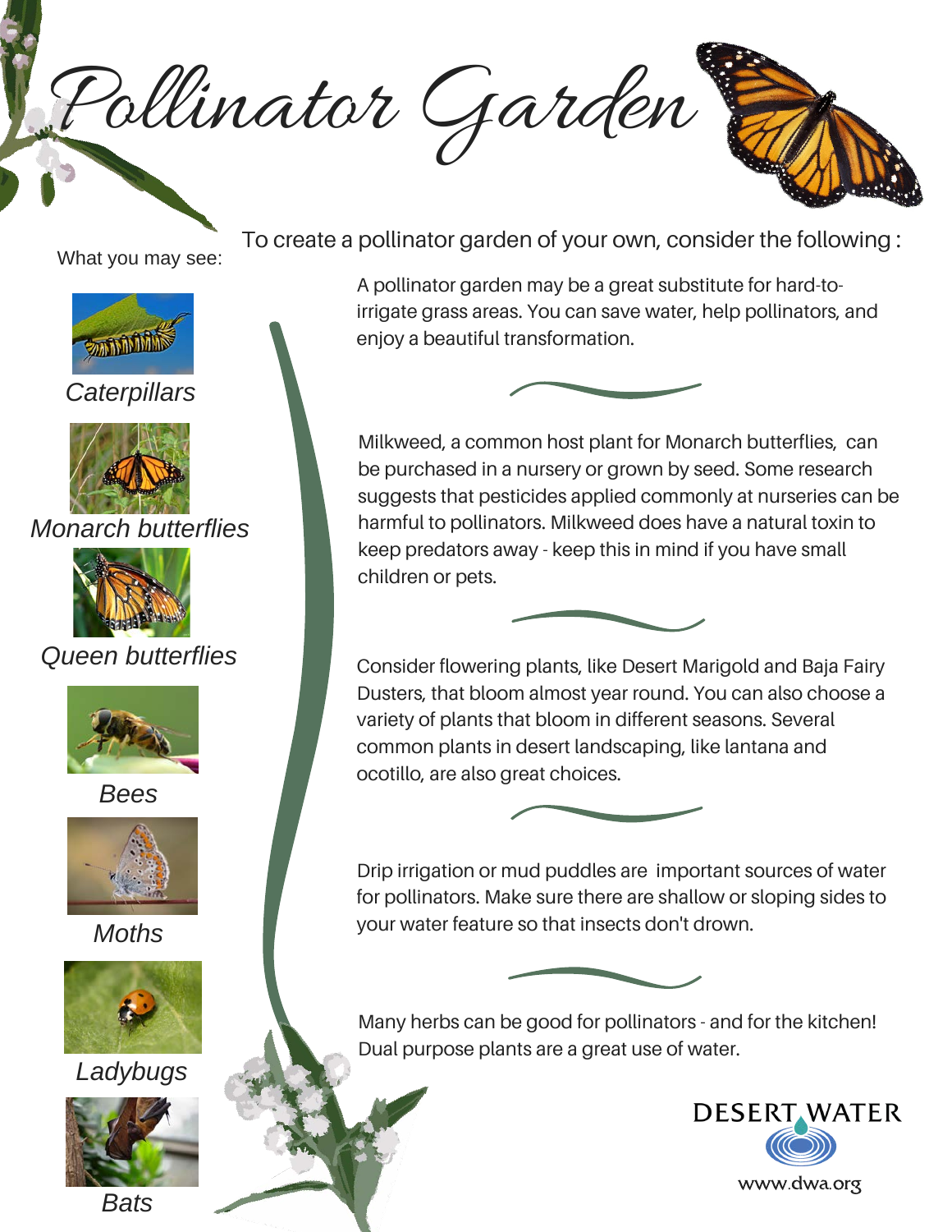# Pollinator Garden

What you may see:

- *Caterpillars*
- *Monarch butterflies*
- *Queen butterflies*
- *Bees*
- *Moths*
- *Ladybugs*
- *Bats*

To create a pollinator garden of your own, consider the following :

A pollinator garden may be a great substitute for hard-to-irrigate grass areas. You can save water, help pollinators, and enjoy a beautiful transformation.

Milkweed, a common host plant for Monarch butterflies, can be purchased in a nursery or grown by seed. Some research suggests that pesticides applied commonly at nurseries can be harmful to pollinators. Milkweed does have a natural toxin to keep predators away - keep this in mind if you have small children or pets.

Consider flowering plants, like Desert Marigold and Baja Fairy Dusters, that bloom almost year round. You can also choose a variety of plants that bloom in different seasons. Several common plants in desert landscaping, like lantana and ocotillo, are also great choices.

Drip irrigation or mud puddles are important sources of water for pollinators. Make sure there are shallow or sloping sides to your water feature so that insects don't drown.

Many herbs can be good for pollinators - and for the kitchen! Dual purpose plants are a great use of water.

DESERT WATER

www.dwa.org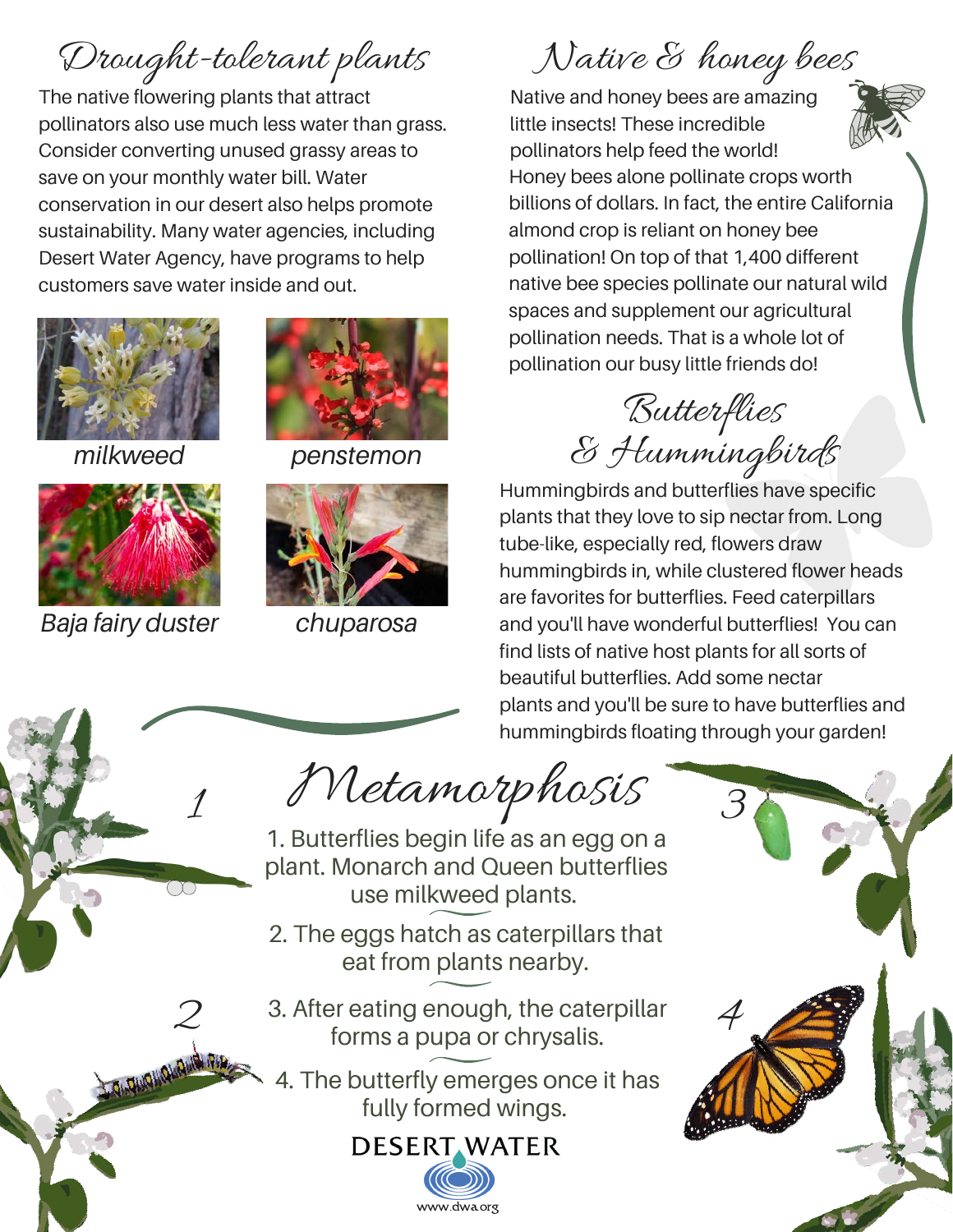## Drought-tolerant plants

The native flowering plants that attract pollinators also use much less water than grass. Consider converting unused grassy areas to save on your monthly water bill. Water conservation in our desert also helps promote sustainability. Many water agencies, including Desert Water Agency, have programs to help customers save water inside and out.

*milkweed*

*penstemon*

*Baja fairy duster*

*chuparosa*

## Native & honey bees

Native and honey bees are amazing little insects! These incredible pollinators help feed the world! Honey bees alone pollinate crops worth billions of dollars. In fact, the entire California almond crop is reliant on honey bee pollination! On top of that 1,400 different native bee species pollinate our natural wild spaces and supplement our agricultural pollination needs. That is a whole lot of pollination our busy little friends do!

## Butterflies & Hummingbirds

Hummingbirds and butterflies have specific plants that they love to sip nectar from. Long tube-like, especially red, flowers draw hummingbirds in, while clustered flower heads are favorites for butterflies. Feed caterpillars and you'll have wonderful butterflies! You can find lists of native host plants for all sorts of beautiful butterflies. Add some nectar plants and you'll be sure to have butterflies and hummingbirds floating through your garden!

## Metamorphosis

1. Butterflies begin life as an egg on a plant. Monarch and Queen butterflies use milkweed plants.

2. The eggs hatch as caterpillars that eat from plants nearby.

3. After eating enough, the caterpillar forms a pupa or chrysalis.

4. The butterfly emerges once it has fully formed wings.

DESERT WATER

www.dwa.org